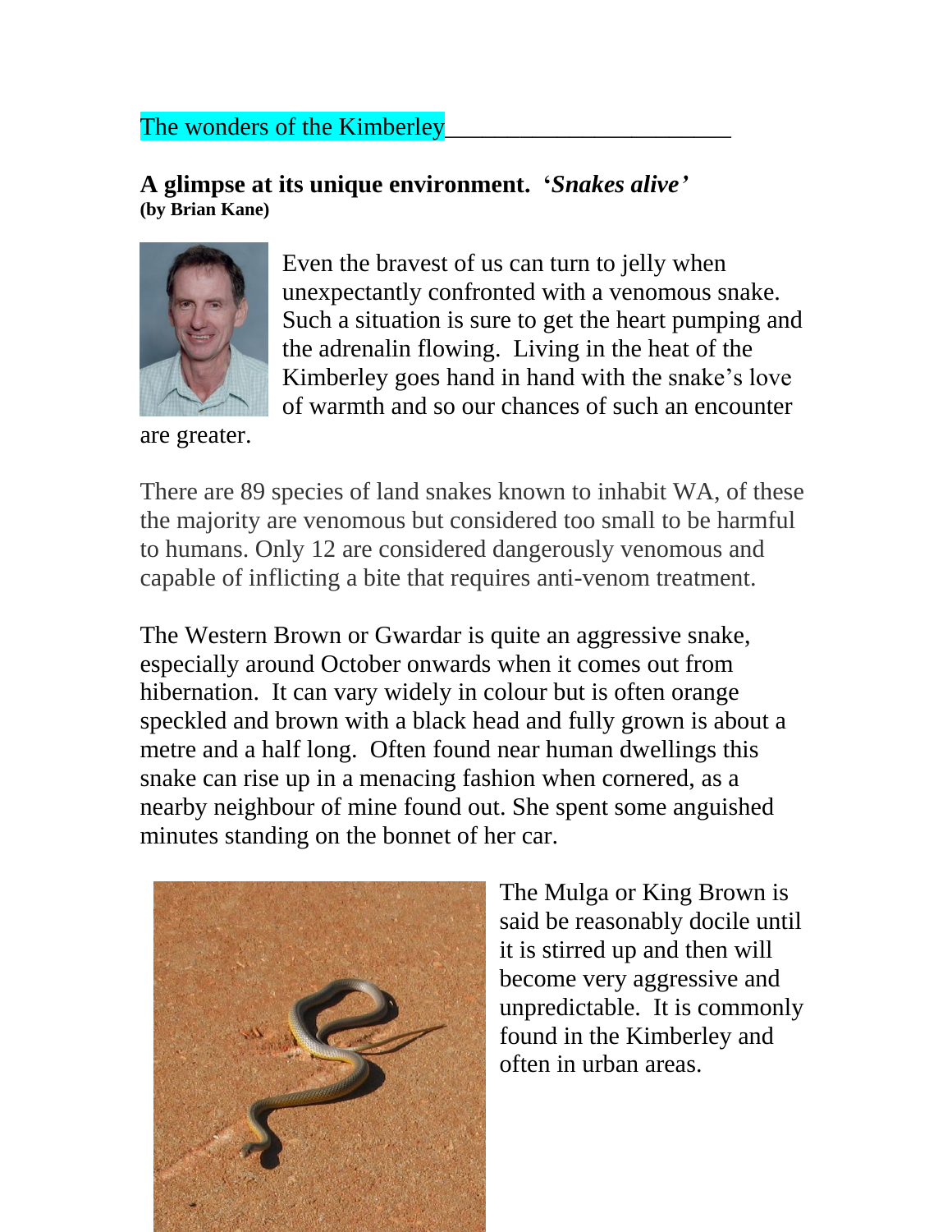The wonders of the Kimberley

## A glimpse at its unique environment. '*Snakes alive'*

**(by Brian Kane)**

Even the bravest of us can turn to jelly when unexpectantly confronted with a venomous snake. Such a situation is sure to get the heart pumping and the adrenalin flowing. Living in the heat of the Kimberley goes hand in hand with the snake's love of warmth and so our chances of such an encounter are greater.

There are 89 species of land snakes known to inhabit WA, of these the majority are venomous but considered too small to be harmful to humans. Only 12 are considered dangerously venomous and capable of inflicting a bite that requires anti-venom treatment.

The Western Brown or Gwardar is quite an aggressive snake, especially around October onwards when it comes out from hibernation. It can vary widely in colour but is often orange speckled and brown with a black head and fully grown is about a metre and a half long. Often found near human dwellings this snake can rise up in a menacing fashion when cornered, as a nearby neighbour of mine found out. She spent some anguished minutes standing on the bonnet of her car.

The Mulga or King Brown is said be reasonably docile until it is stirred up and then will become very aggressive and unpredictable. It is commonly found in the Kimberley and often in urban areas.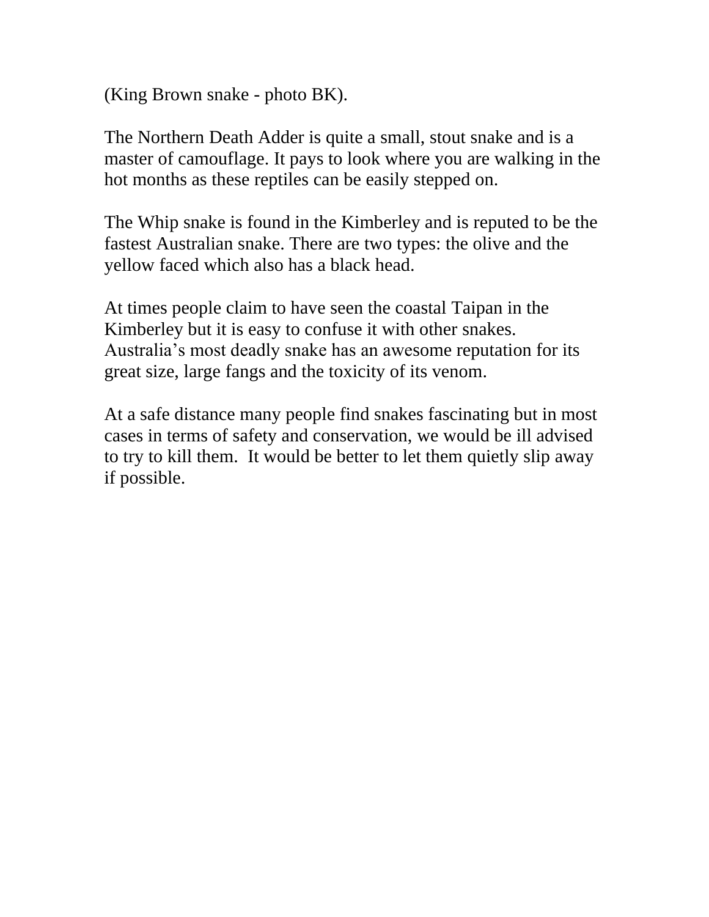(King Brown snake - photo BK).

The Northern Death Adder is quite a small, stout snake and is a master of camouflage. It pays to look where you are walking in the hot months as these reptiles can be easily stepped on.

The Whip snake is found in the Kimberley and is reputed to be the fastest Australian snake. There are two types: the olive and the yellow faced which also has a black head.

At times people claim to have seen the coastal Taipan in the Kimberley but it is easy to confuse it with other snakes. Australia's most deadly snake has an awesome reputation for its great size, large fangs and the toxicity of its venom.

At a safe distance many people find snakes fascinating but in most cases in terms of safety and conservation, we would be ill advised to try to kill them. It would be better to let them quietly slip away if possible.